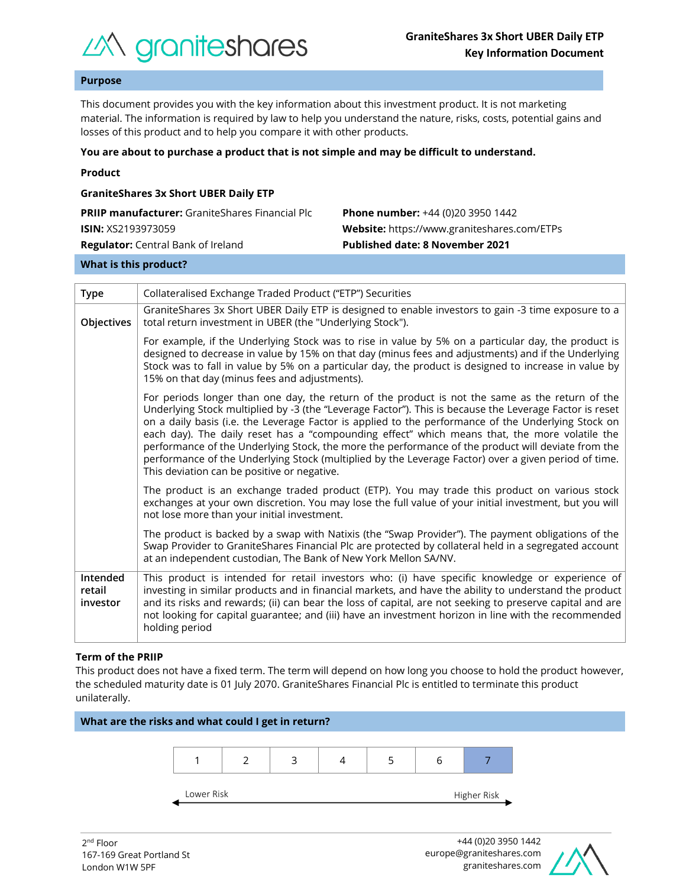# GraniteShares 3x Short UBER Daily ETP
**Key Information Document**

## Purpose

This document provides you with the key information about this investment product. It is not marketing material. The information is required by law to help you understand the nature, risks, costs, potential gains and losses of this product and to help you compare it with other products.

**You are about to purchase a product that is not simple and may be difficult to understand.**

**Product**

**GraniteShares 3x Short UBER Daily ETP**

**PRIIP manufacturer:** GraniteShares Financial Plc
**ISIN:** XS2193973059
**Regulator:** Central Bank of Ireland

**Phone number:** +44 (0)20 3950 1442
**Website:** https://www.graniteshares.com/ETPs
**Published date: 8 November 2021**

## What is this product?

| | |
|---|---|
| **Type** | Collateralised Exchange Traded Product ("ETP") Securities |
| **Objectives** | GraniteShares 3x Short UBER Daily ETP is designed to enable investors to gain -3 time exposure to a total return investment in UBER (the "Underlying Stock").<br><br>For example, if the Underlying Stock was to rise in value by 5% on a particular day, the product is designed to decrease in value by 15% on that day (minus fees and adjustments) and if the Underlying Stock was to fall in value by 5% on a particular day, the product is designed to increase in value by 15% on that day (minus fees and adjustments).<br><br>For periods longer than one day, the return of the product is not the same as the return of the Underlying Stock multiplied by -3 (the "Leverage Factor"). This is because the Leverage Factor is reset on a daily basis (i.e. the Leverage Factor is applied to the performance of the Underlying Stock on each day). The daily reset has a "compounding effect" which means that, the more volatile the performance of the Underlying Stock, the more the performance of the product will deviate from the performance of the Underlying Stock (multiplied by the Leverage Factor) over a given period of time. This deviation can be positive or negative.<br><br>The product is an exchange traded product (ETP). You may trade this product on various stock exchanges at your own discretion. You may lose the full value of your initial investment, but you will not lose more than your initial investment.<br><br>The product is backed by a swap with Natixis (the "Swap Provider"). The payment obligations of the Swap Provider to GraniteShares Financial Plc are protected by collateral held in a segregated account at an independent custodian, The Bank of New York Mellon SA/NV. |
| **Intended retail investor** | This product is intended for retail investors who: (i) have specific knowledge or experience of investing in similar products and in financial markets, and have the ability to understand the product and its risks and rewards; (ii) can bear the loss of capital, are not seeking to preserve capital and are not looking for capital guarantee; and (iii) have an investment horizon in line with the recommended holding period |

**Term of the PRIIP**

This product does not have a fixed term. The term will depend on how long you choose to hold the product however, the scheduled maturity date is 01 July 2070. GraniteShares Financial Plc is entitled to terminate this product unilaterally.

## What are the risks and what could I get in return?

| 1 | 2 | 3 | 4 | 5 | 6 | **7** |
|---|---|---|---|---|---|---|

Lower Risk ← → Higher Risk

2nd Floor
167-169 Great Portland St
London W1W 5PF

+44 (0)20 3950 1442
europe@graniteshares.com
graniteshares.com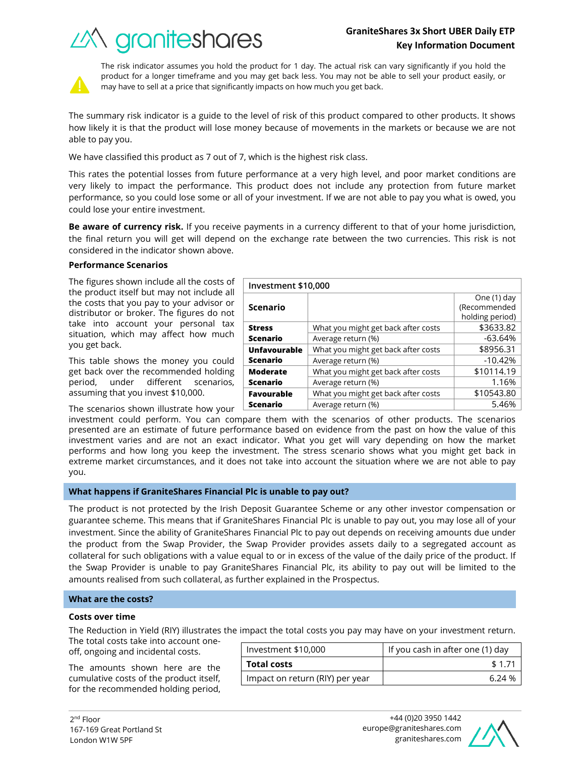The risk indicator assumes you hold the product for 1 day. The actual risk can vary significantly if you hold the product for a longer timeframe and you may get back less. You may not be able to sell your product easily, or may have to sell at a price that significantly impacts on how much you get back.

The summary risk indicator is a guide to the level of risk of this product compared to other products. It shows how likely it is that the product will lose money because of movements in the markets or because we are not able to pay you.

We have classified this product as 7 out of 7, which is the highest risk class.

This rates the potential losses from future performance at a very high level, and poor market conditions are very likely to impact the performance. This product does not include any protection from future market performance, so you could lose some or all of your investment. If we are not able to pay you what is owed, you could lose your entire investment.

**Be aware of currency risk.** If you receive payments in a currency different to that of your home jurisdiction, the final return you will get will depend on the exchange rate between the two currencies. This risk is not considered in the indicator shown above.

**Performance Scenarios**

The figures shown include all the costs of the product itself but may not include all the costs that you pay to your advisor or distributor or broker. The figures do not take into account your personal tax situation, which may affect how much you get back.

This table shows the money you could get back over the recommended holding period, under different scenarios, assuming that you invest $10,000.

| Investment $10,000 | | |
|---|---|---|
| **Scenario** | | One (1) day (Recommended holding period) |
| **Stress Scenario** | What you might get back after costs | $3633.82 |
| | Average return (%) | -63.64% |
| **Unfavourable Scenario** | What you might get back after costs | $8956.31 |
| | Average return (%) | -10.42% |
| **Moderate Scenario** | What you might get back after costs | $10114.19 |
| | Average return (%) | 1.16% |
| **Favourable Scenario** | What you might get back after costs | $10543.80 |
| | Average return (%) | 5.46% |

The scenarios shown illustrate how your investment could perform. You can compare them with the scenarios of other products. The scenarios presented are an estimate of future performance based on evidence from the past on how the value of this investment varies and are not an exact indicator. What you get will vary depending on how the market performs and how long you keep the investment. The stress scenario shows what you might get back in extreme market circumstances, and it does not take into account the situation where we are not able to pay you.

## What happens if GraniteShares Financial Plc is unable to pay out?

The product is not protected by the Irish Deposit Guarantee Scheme or any other investor compensation or guarantee scheme. This means that if GraniteShares Financial Plc is unable to pay out, you may lose all of your investment. Since the ability of GraniteShares Financial Plc to pay out depends on receiving amounts due under the product from the Swap Provider, the Swap Provider provides assets daily to a segregated account as collateral for such obligations with a value equal to or in excess of the value of the daily price of the product. If the Swap Provider is unable to pay GraniteShares Financial Plc, its ability to pay out will be limited to the amounts realised from such collateral, as further explained in the Prospectus.

## What are the costs?

**Costs over time**

The Reduction in Yield (RIY) illustrates the impact the total costs you pay may have on your investment return. The total costs take into account one-off, ongoing and incidental costs.

The amounts shown here are the cumulative costs of the product itself, for the recommended holding period,

| Investment $10,000 | If you cash in after one (1) day |
|---|---|
| **Total costs** | $ 1.71 |
| Impact on return (RIY) per year | 6.24 % |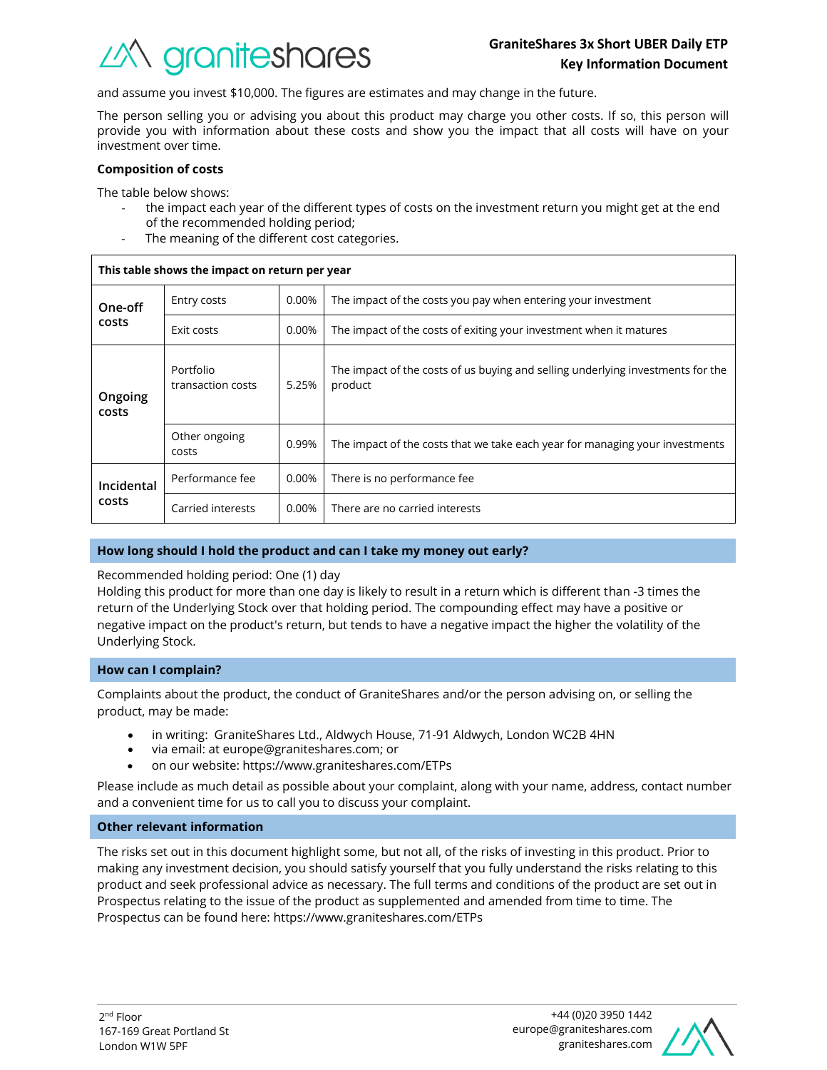and assume you invest $10,000. The figures are estimates and may change in the future.

The person selling you or advising you about this product may charge you other costs. If so, this person will provide you with information about these costs and show you the impact that all costs will have on your investment over time.

**Composition of costs**

The table below shows:

- the impact each year of the different types of costs on the investment return you might get at the end of the recommended holding period;
- The meaning of the different cost categories.

| This table shows the impact on return per year | | | |
|---|---|---|---|
| **One-off costs** | Entry costs | 0.00% | The impact of the costs you pay when entering your investment |
| | Exit costs | 0.00% | The impact of the costs of exiting your investment when it matures |
| **Ongoing costs** | Portfolio transaction costs | 5.25% | The impact of the costs of us buying and selling underlying investments for the product |
| | Other ongoing costs | 0.99% | The impact of the costs that we take each year for managing your investments |
| **Incidental costs** | Performance fee | 0.00% | There is no performance fee |
| | Carried interests | 0.00% | There are no carried interests |

## How long should I hold the product and can I take my money out early?

Recommended holding period: One (1) day
Holding this product for more than one day is likely to result in a return which is different than -3 times the return of the Underlying Stock over that holding period. The compounding effect may have a positive or negative impact on the product's return, but tends to have a negative impact the higher the volatility of the Underlying Stock.

## How can I complain?

Complaints about the product, the conduct of GraniteShares and/or the person advising on, or selling the product, may be made:

- in writing: GraniteShares Ltd., Aldwych House, 71-91 Aldwych, London WC2B 4HN
- via email: at europe@graniteshares.com; or
- on our website: https://www.graniteshares.com/ETPs

Please include as much detail as possible about your complaint, along with your name, address, contact number and a convenient time for us to call you to discuss your complaint.

## Other relevant information

The risks set out in this document highlight some, but not all, of the risks of investing in this product. Prior to making any investment decision, you should satisfy yourself that you fully understand the risks relating to this product and seek professional advice as necessary. The full terms and conditions of the product are set out in Prospectus relating to the issue of the product as supplemented and amended from time to time. The Prospectus can be found here: https://www.graniteshares.com/ETPs